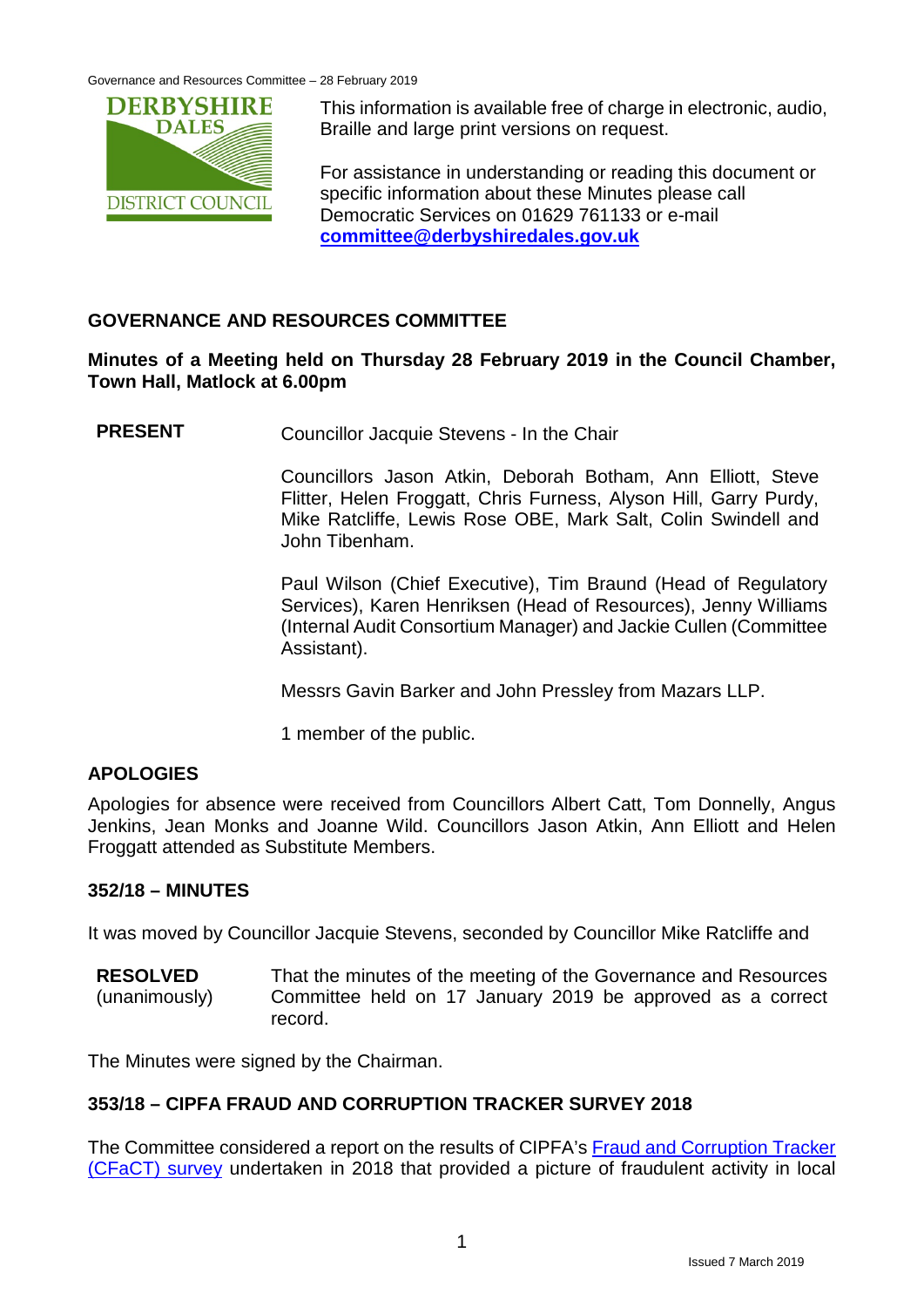This information is available free of charge in electronic, audio, Braille and large print versions on request.

For assistance in understanding or reading this document or specific information about these Minutes please call Democratic Services on 01629 761133 or e-mail **committee@derbyshiredales.gov.uk**

## GOVERNANCE AND RESOURCES COMMITTEE

**Minutes of a Meeting held on Thursday 28 February 2019 in the Council Chamber, Town Hall, Matlock at 6.00pm**

**PRESENT** Councillor Jacquie Stevens - In the Chair

Councillors Jason Atkin, Deborah Botham, Ann Elliott, Steve Flitter, Helen Froggatt, Chris Furness, Alyson Hill, Garry Purdy, Mike Ratcliffe, Lewis Rose OBE, Mark Salt, Colin Swindell and John Tibenham.

Paul Wilson (Chief Executive), Tim Braund (Head of Regulatory Services), Karen Henriksen (Head of Resources), Jenny Williams (Internal Audit Consortium Manager) and Jackie Cullen (Committee Assistant).

Messrs Gavin Barker and John Pressley from Mazars LLP.

1 member of the public.

### APOLOGIES

Apologies for absence were received from Councillors Albert Catt, Tom Donnelly, Angus Jenkins, Jean Monks and Joanne Wild. Councillors Jason Atkin, Ann Elliott and Helen Froggatt attended as Substitute Members.

### 352/18 – MINUTES

It was moved by Councillor Jacquie Stevens, seconded by Councillor Mike Ratcliffe and

**RESOLVED** (unanimously) That the minutes of the meeting of the Governance and Resources Committee held on 17 January 2019 be approved as a correct record.

The Minutes were signed by the Chairman.

### 353/18 – CIPFA FRAUD AND CORRUPTION TRACKER SURVEY 2018

The Committee considered a report on the results of CIPFA's Fraud and Corruption Tracker (CFaCT) survey undertaken in 2018 that provided a picture of fraudulent activity in local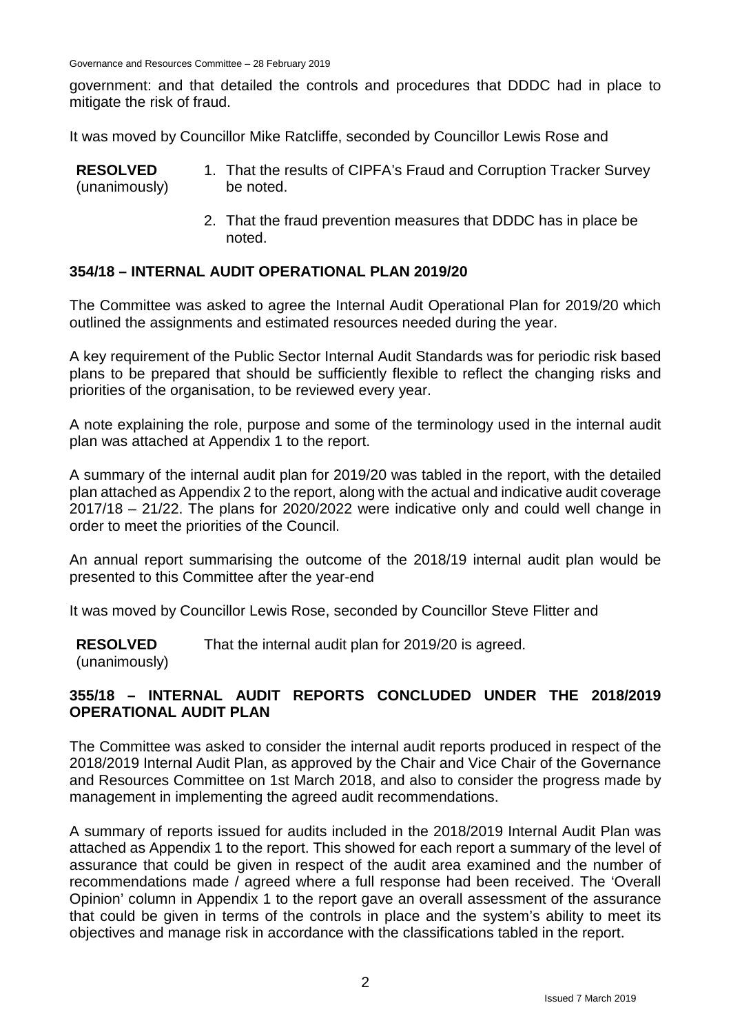government: and that detailed the controls and procedures that DDDC had in place to mitigate the risk of fraud.

It was moved by Councillor Mike Ratcliffe, seconded by Councillor Lewis Rose and

**RESOLVED** (unanimously)

1. That the results of CIPFA's Fraud and Corruption Tracker Survey be noted.
2. That the fraud prevention measures that DDDC has in place be noted.

## 354/18 – INTERNAL AUDIT OPERATIONAL PLAN 2019/20

The Committee was asked to agree the Internal Audit Operational Plan for 2019/20 which outlined the assignments and estimated resources needed during the year.

A key requirement of the Public Sector Internal Audit Standards was for periodic risk based plans to be prepared that should be sufficiently flexible to reflect the changing risks and priorities of the organisation, to be reviewed every year.

A note explaining the role, purpose and some of the terminology used in the internal audit plan was attached at Appendix 1 to the report.

A summary of the internal audit plan for 2019/20 was tabled in the report, with the detailed plan attached as Appendix 2 to the report, along with the actual and indicative audit coverage 2017/18 – 21/22. The plans for 2020/2022 were indicative only and could well change in order to meet the priorities of the Council.

An annual report summarising the outcome of the 2018/19 internal audit plan would be presented to this Committee after the year-end

It was moved by Councillor Lewis Rose, seconded by Councillor Steve Flitter and

**RESOLVED** (unanimously)

That the internal audit plan for 2019/20 is agreed.

## 355/18 – INTERNAL AUDIT REPORTS CONCLUDED UNDER THE 2018/2019 OPERATIONAL AUDIT PLAN

The Committee was asked to consider the internal audit reports produced in respect of the 2018/2019 Internal Audit Plan, as approved by the Chair and Vice Chair of the Governance and Resources Committee on 1st March 2018, and also to consider the progress made by management in implementing the agreed audit recommendations.

A summary of reports issued for audits included in the 2018/2019 Internal Audit Plan was attached as Appendix 1 to the report. This showed for each report a summary of the level of assurance that could be given in respect of the audit area examined and the number of recommendations made / agreed where a full response had been received. The 'Overall Opinion' column in Appendix 1 to the report gave an overall assessment of the assurance that could be given in terms of the controls in place and the system's ability to meet its objectives and manage risk in accordance with the classifications tabled in the report.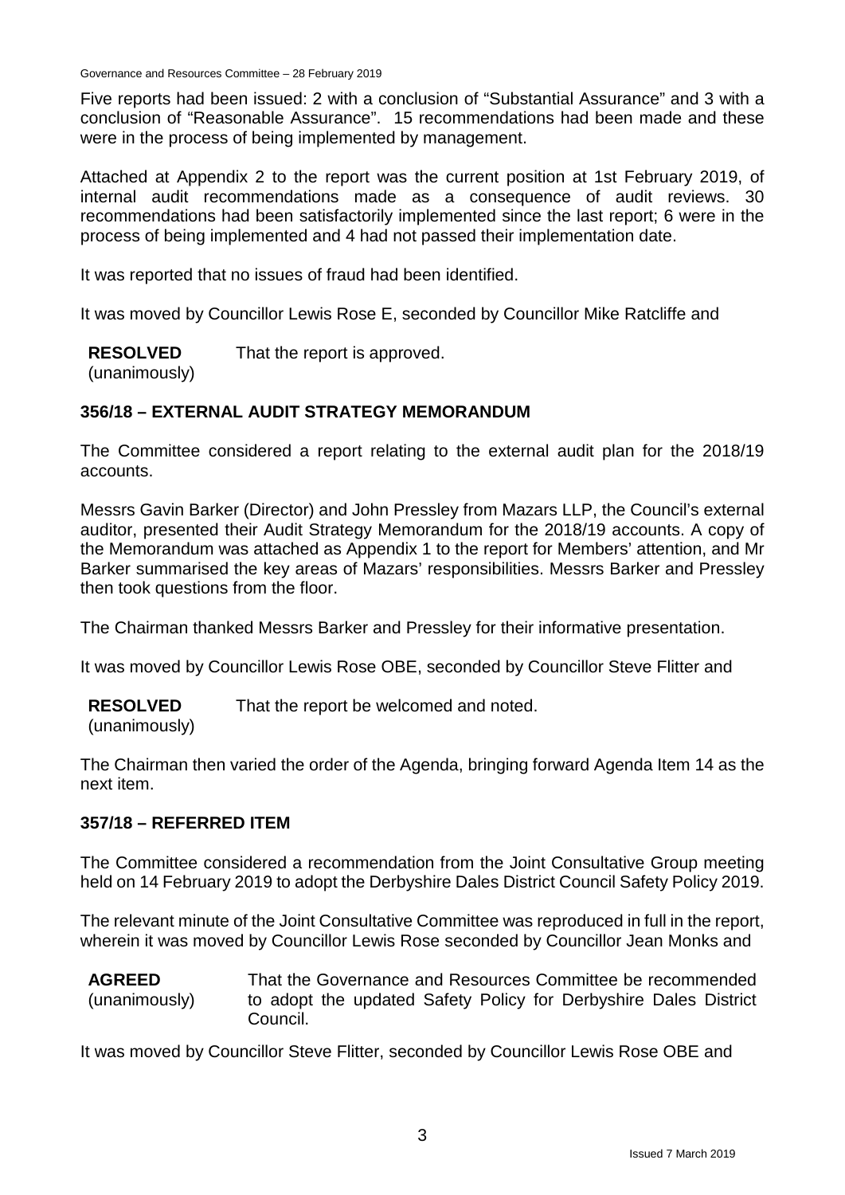Five reports had been issued: 2 with a conclusion of "Substantial Assurance" and 3 with a conclusion of "Reasonable Assurance". 15 recommendations had been made and these were in the process of being implemented by management.

Attached at Appendix 2 to the report was the current position at 1st February 2019, of internal audit recommendations made as a consequence of audit reviews. 30 recommendations had been satisfactorily implemented since the last report; 6 were in the process of being implemented and 4 had not passed their implementation date.

It was reported that no issues of fraud had been identified.

It was moved by Councillor Lewis Rose E, seconded by Councillor Mike Ratcliffe and

**RESOLVED** (unanimously) That the report is approved.

## 356/18 – EXTERNAL AUDIT STRATEGY MEMORANDUM

The Committee considered a report relating to the external audit plan for the 2018/19 accounts.

Messrs Gavin Barker (Director) and John Pressley from Mazars LLP, the Council's external auditor, presented their Audit Strategy Memorandum for the 2018/19 accounts. A copy of the Memorandum was attached as Appendix 1 to the report for Members' attention, and Mr Barker summarised the key areas of Mazars' responsibilities. Messrs Barker and Pressley then took questions from the floor.

The Chairman thanked Messrs Barker and Pressley for their informative presentation.

It was moved by Councillor Lewis Rose OBE, seconded by Councillor Steve Flitter and

**RESOLVED** (unanimously) That the report be welcomed and noted.

The Chairman then varied the order of the Agenda, bringing forward Agenda Item 14 as the next item.

## 357/18 – REFERRED ITEM

The Committee considered a recommendation from the Joint Consultative Group meeting held on 14 February 2019 to adopt the Derbyshire Dales District Council Safety Policy 2019.

The relevant minute of the Joint Consultative Committee was reproduced in full in the report, wherein it was moved by Councillor Lewis Rose seconded by Councillor Jean Monks and

**AGREED** (unanimously) That the Governance and Resources Committee be recommended to adopt the updated Safety Policy for Derbyshire Dales District Council.

It was moved by Councillor Steve Flitter, seconded by Councillor Lewis Rose OBE and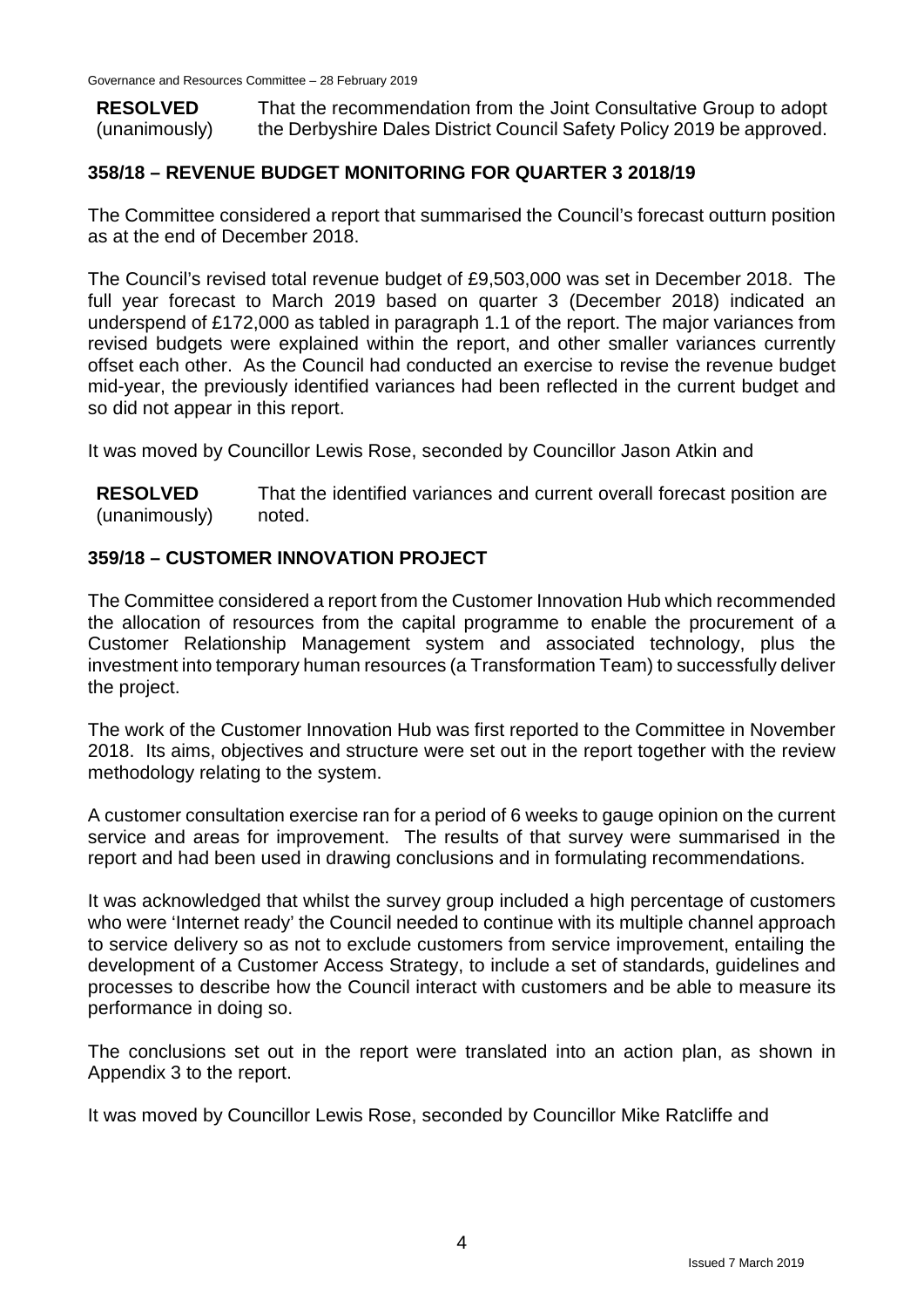**RESOLVED** (unanimously) That the recommendation from the Joint Consultative Group to adopt the Derbyshire Dales District Council Safety Policy 2019 be approved.

## 358/18 – REVENUE BUDGET MONITORING FOR QUARTER 3 2018/19

The Committee considered a report that summarised the Council's forecast outturn position as at the end of December 2018.

The Council's revised total revenue budget of £9,503,000 was set in December 2018. The full year forecast to March 2019 based on quarter 3 (December 2018) indicated an underspend of £172,000 as tabled in paragraph 1.1 of the report. The major variances from revised budgets were explained within the report, and other smaller variances currently offset each other. As the Council had conducted an exercise to revise the revenue budget mid-year, the previously identified variances had been reflected in the current budget and so did not appear in this report.

It was moved by Councillor Lewis Rose, seconded by Councillor Jason Atkin and

**RESOLVED** (unanimously) That the identified variances and current overall forecast position are noted.

## 359/18 – CUSTOMER INNOVATION PROJECT

The Committee considered a report from the Customer Innovation Hub which recommended the allocation of resources from the capital programme to enable the procurement of a Customer Relationship Management system and associated technology, plus the investment into temporary human resources (a Transformation Team) to successfully deliver the project.

The work of the Customer Innovation Hub was first reported to the Committee in November 2018. Its aims, objectives and structure were set out in the report together with the review methodology relating to the system.

A customer consultation exercise ran for a period of 6 weeks to gauge opinion on the current service and areas for improvement. The results of that survey were summarised in the report and had been used in drawing conclusions and in formulating recommendations.

It was acknowledged that whilst the survey group included a high percentage of customers who were 'Internet ready' the Council needed to continue with its multiple channel approach to service delivery so as not to exclude customers from service improvement, entailing the development of a Customer Access Strategy, to include a set of standards, guidelines and processes to describe how the Council interact with customers and be able to measure its performance in doing so.

The conclusions set out in the report were translated into an action plan, as shown in Appendix 3 to the report.

It was moved by Councillor Lewis Rose, seconded by Councillor Mike Ratcliffe and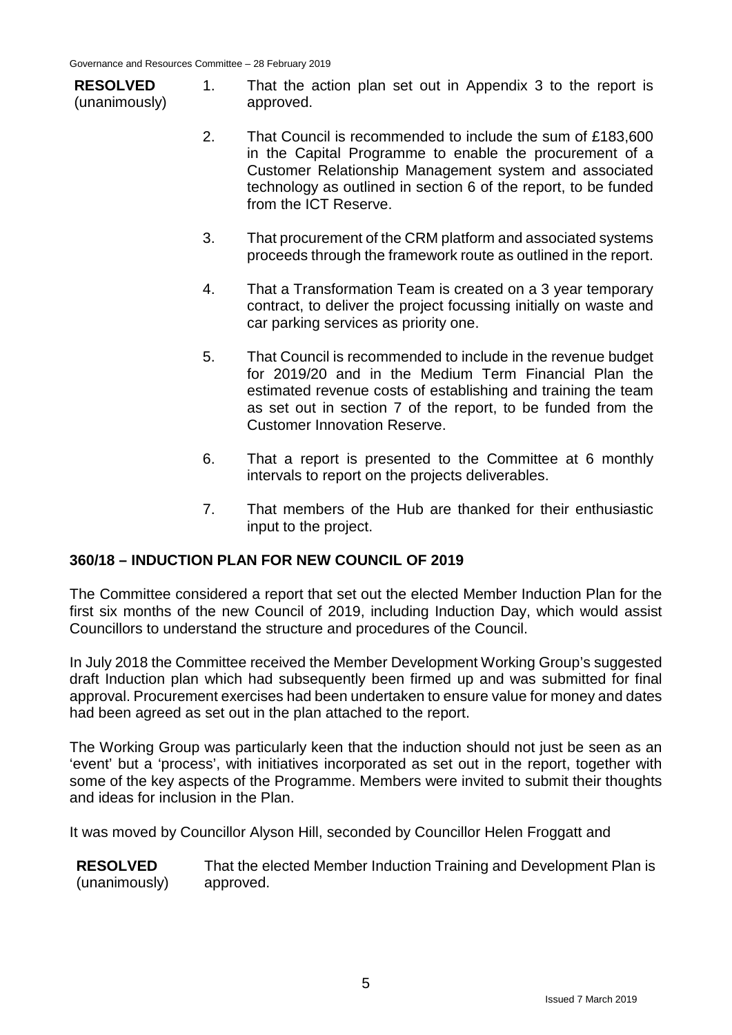**RESOLVED** (unanimously)

1. That the action plan set out in Appendix 3 to the report is approved.

2. That Council is recommended to include the sum of £183,600 in the Capital Programme to enable the procurement of a Customer Relationship Management system and associated technology as outlined in section 6 of the report, to be funded from the ICT Reserve.

3. That procurement of the CRM platform and associated systems proceeds through the framework route as outlined in the report.

4. That a Transformation Team is created on a 3 year temporary contract, to deliver the project focussing initially on waste and car parking services as priority one.

5. That Council is recommended to include in the revenue budget for 2019/20 and in the Medium Term Financial Plan the estimated revenue costs of establishing and training the team as set out in section 7 of the report, to be funded from the Customer Innovation Reserve.

6. That a report is presented to the Committee at 6 monthly intervals to report on the projects deliverables.

7. That members of the Hub are thanked for their enthusiastic input to the project.

## 360/18 – INDUCTION PLAN FOR NEW COUNCIL OF 2019

The Committee considered a report that set out the elected Member Induction Plan for the first six months of the new Council of 2019, including Induction Day, which would assist Councillors to understand the structure and procedures of the Council.

In July 2018 the Committee received the Member Development Working Group's suggested draft Induction plan which had subsequently been firmed up and was submitted for final approval. Procurement exercises had been undertaken to ensure value for money and dates had been agreed as set out in the plan attached to the report.

The Working Group was particularly keen that the induction should not just be seen as an 'event' but a 'process', with initiatives incorporated as set out in the report, together with some of the key aspects of the Programme. Members were invited to submit their thoughts and ideas for inclusion in the Plan.

It was moved by Councillor Alyson Hill, seconded by Councillor Helen Froggatt and

**RESOLVED** (unanimously)

That the elected Member Induction Training and Development Plan is approved.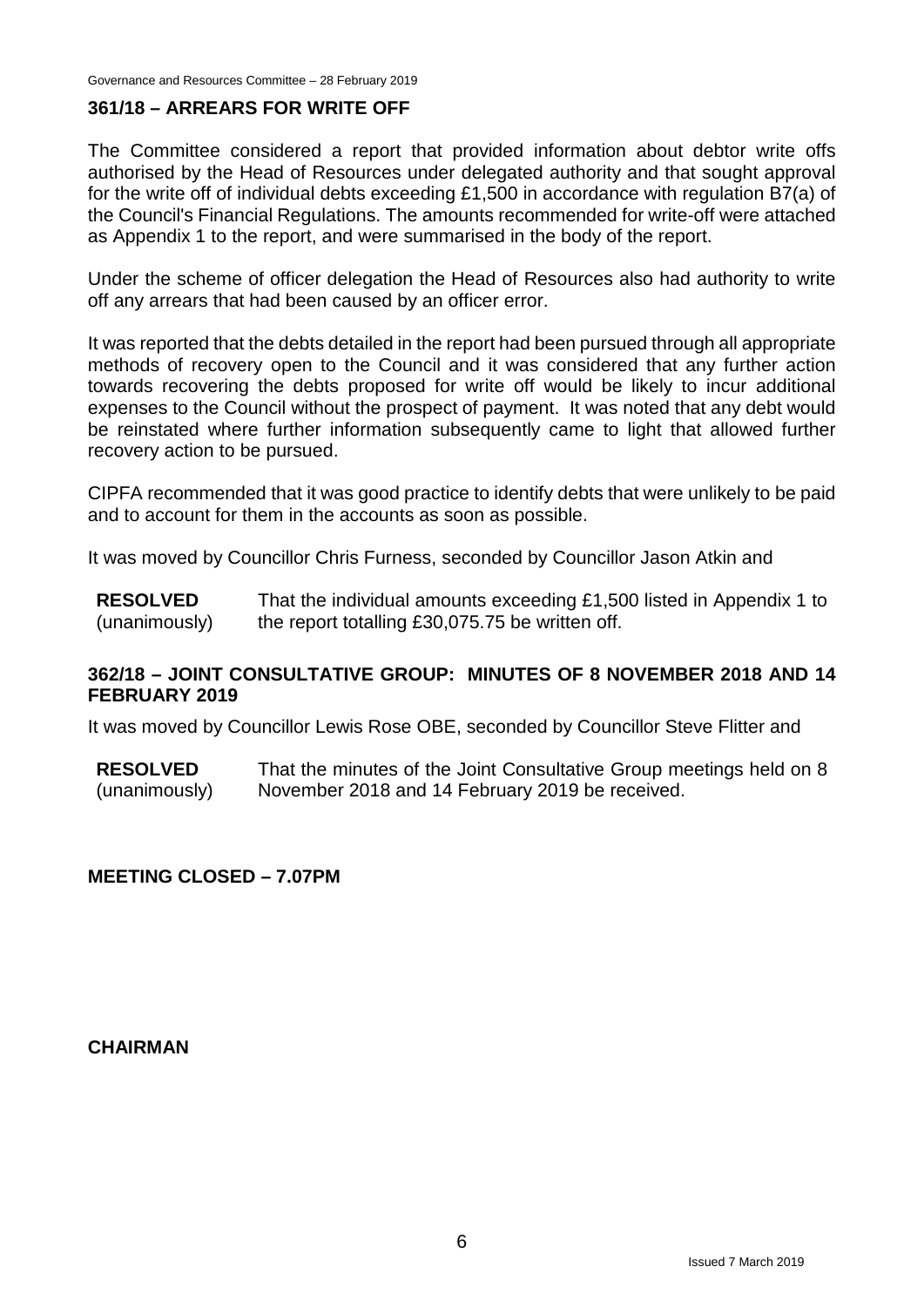## 361/18 – ARREARS FOR WRITE OFF

The Committee considered a report that provided information about debtor write offs authorised by the Head of Resources under delegated authority and that sought approval for the write off of individual debts exceeding £1,500 in accordance with regulation B7(a) of the Council's Financial Regulations. The amounts recommended for write-off were attached as Appendix 1 to the report, and were summarised in the body of the report.

Under the scheme of officer delegation the Head of Resources also had authority to write off any arrears that had been caused by an officer error.

It was reported that the debts detailed in the report had been pursued through all appropriate methods of recovery open to the Council and it was considered that any further action towards recovering the debts proposed for write off would be likely to incur additional expenses to the Council without the prospect of payment. It was noted that any debt would be reinstated where further information subsequently came to light that allowed further recovery action to be pursued.

CIPFA recommended that it was good practice to identify debts that were unlikely to be paid and to account for them in the accounts as soon as possible.

It was moved by Councillor Chris Furness, seconded by Councillor Jason Atkin and

**RESOLVED** (unanimously) That the individual amounts exceeding £1,500 listed in Appendix 1 to the report totalling £30,075.75 be written off.

## 362/18 – JOINT CONSULTATIVE GROUP: MINUTES OF 8 NOVEMBER 2018 AND 14 FEBRUARY 2019

It was moved by Councillor Lewis Rose OBE, seconded by Councillor Steve Flitter and

**RESOLVED** (unanimously) That the minutes of the Joint Consultative Group meetings held on 8 November 2018 and 14 February 2019 be received.

**MEETING CLOSED – 7.07PM**

**CHAIRMAN**